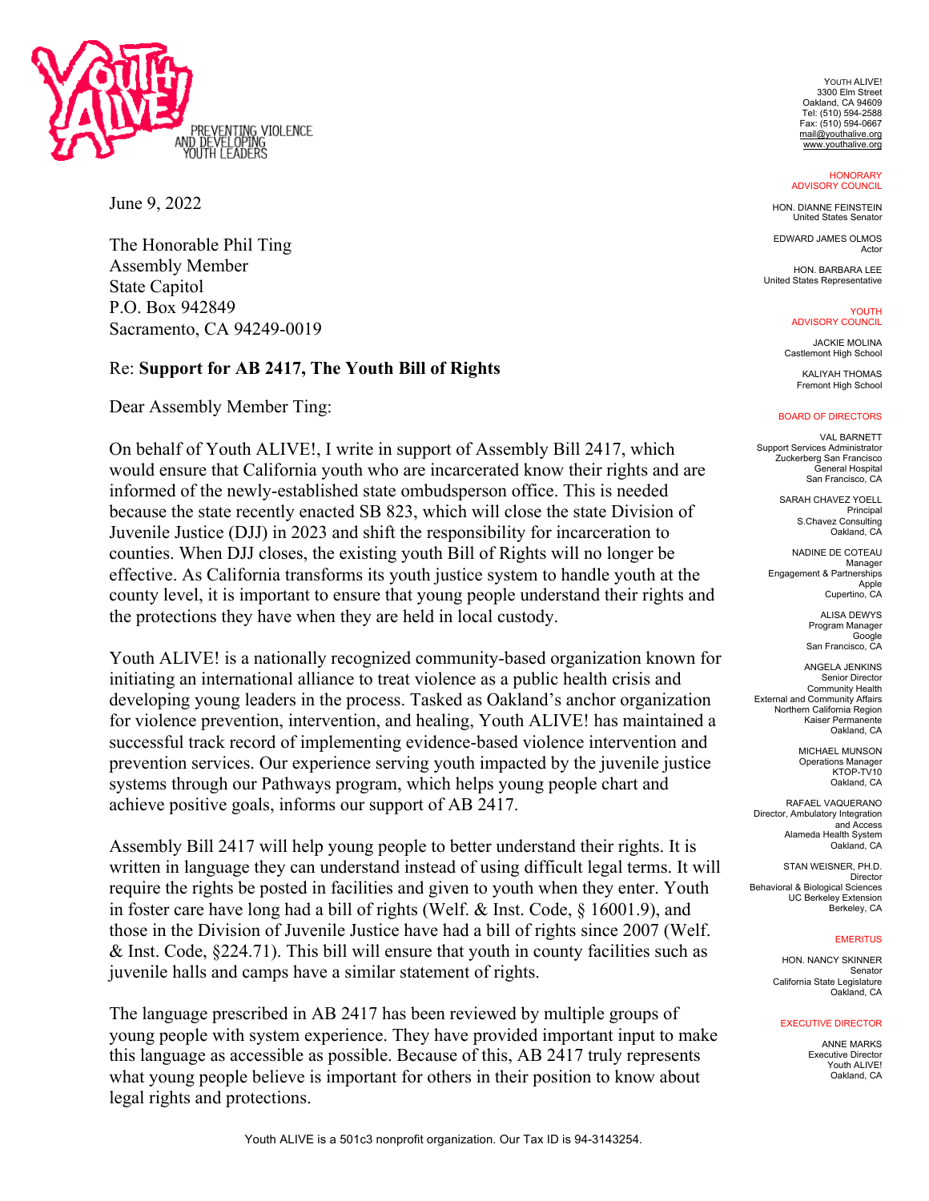YOUTH ALIVE!
PREVENTING VIOLENCE AND DEVELOPING YOUTH LEADERS

YOUTH ALIVE!
3300 Elm Street
Oakland, CA 94609
Tel: (510) 594-2588
Fax: (510) 594-0667
mail@youthalive.org
www.youthalive.org

**HONORARY ADVISORY COUNCIL**

HON. DIANNE FEINSTEIN
United States Senator

EDWARD JAMES OLMOS
Actor

HON. BARBARA LEE
United States Representative

**YOUTH ADVISORY COUNCIL**

JACKIE MOLINA
Castlemont High School

KALIYAH THOMAS
Fremont High School

**BOARD OF DIRECTORS**

VAL BARNETT
Support Services Administrator
Zuckerberg San Francisco General Hospital
San Francisco, CA

SARAH CHAVEZ YOELL
Principal
S.Chavez Consulting
Oakland, CA

NADINE DE COTEAU
Manager
Engagement & Partnerships
Apple
Cupertino, CA

ALISA DEWYS
Program Manager
Google
San Francisco, CA

ANGELA JENKINS
Senior Director
Community Health
External and Community Affairs
Northern California Region
Kaiser Permanente
Oakland, CA

MICHAEL MUNSON
Operations Manager
KTOP-TV10
Oakland, CA

RAFAEL VAQUERANO
Director, Ambulatory Integration and Access
Alameda Health System
Oakland, CA

STAN WEISNER, PH.D.
Director
Behavioral & Biological Sciences
UC Berkeley Extension
Berkeley, CA

**EMERITUS**

HON. NANCY SKINNER
Senator
California State Legislature
Oakland, CA

**EXECUTIVE DIRECTOR**

ANNE MARKS
Executive Director
Youth ALIVE!
Oakland, CA

---

June 9, 2022

The Honorable Phil Ting
Assembly Member
State Capitol
P.O. Box 942849
Sacramento, CA 94249-0019

Re: **Support for AB 2417, The Youth Bill of Rights**

Dear Assembly Member Ting:

On behalf of Youth ALIVE!, I write in support of Assembly Bill 2417, which would ensure that California youth who are incarcerated know their rights and are informed of the newly-established state ombudsperson office. This is needed because the state recently enacted SB 823, which will close the state Division of Juvenile Justice (DJJ) in 2023 and shift the responsibility for incarceration to counties. When DJJ closes, the existing youth Bill of Rights will no longer be effective. As California transforms its youth justice system to handle youth at the county level, it is important to ensure that young people understand their rights and the protections they have when they are held in local custody.

Youth ALIVE! is a nationally recognized community-based organization known for initiating an international alliance to treat violence as a public health crisis and developing young leaders in the process. Tasked as Oakland's anchor organization for violence prevention, intervention, and healing, Youth ALIVE! has maintained a successful track record of implementing evidence-based violence intervention and prevention services. Our experience serving youth impacted by the juvenile justice systems through our Pathways program, which helps young people chart and achieve positive goals, informs our support of AB 2417.

Assembly Bill 2417 will help young people to better understand their rights. It is written in language they can understand instead of using difficult legal terms. It will require the rights be posted in facilities and given to youth when they enter. Youth in foster care have long had a bill of rights (Welf. & Inst. Code, § 16001.9), and those in the Division of Juvenile Justice have had a bill of rights since 2007 (Welf. & Inst. Code, §224.71). This bill will ensure that youth in county facilities such as juvenile halls and camps have a similar statement of rights.

The language prescribed in AB 2417 has been reviewed by multiple groups of young people with system experience. They have provided important input to make this language as accessible as possible. Because of this, AB 2417 truly represents what young people believe is important for others in their position to know about legal rights and protections.

Youth ALIVE is a 501c3 nonprofit organization. Our Tax ID is 94-3143254.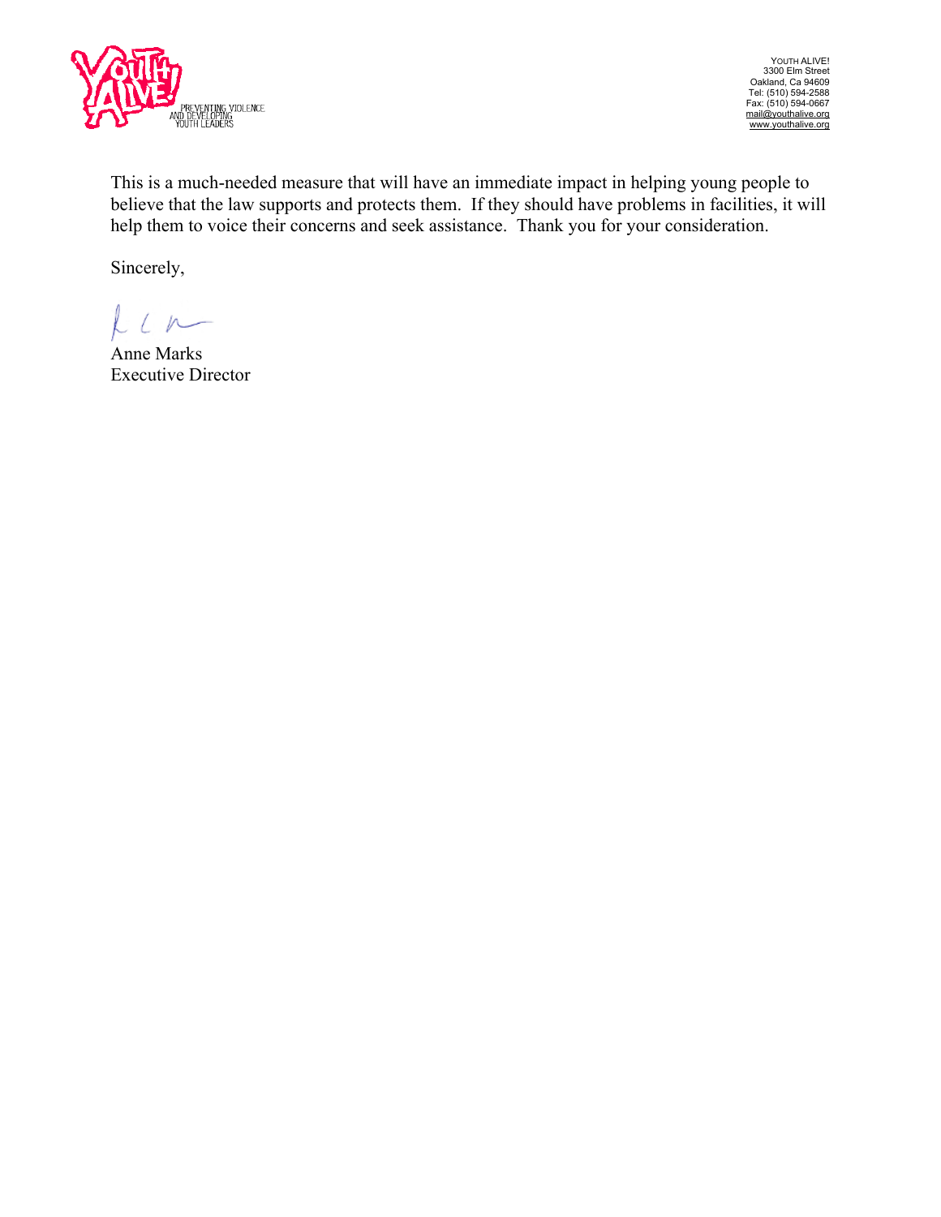YOUTH ALIVE!
3300 Elm Street
Oakland, Ca 94609
Tel: (510) 594-2588
Fax: (510) 594-0667
mail@youthalive.org
www.youthalive.org

PREVENTING VIOLENCE AND DEVELOPING YOUTH LEADERS

This is a much-needed measure that will have an immediate impact in helping young people to believe that the law supports and protects them. If they should have problems in facilities, it will help them to voice their concerns and seek assistance. Thank you for your consideration.

Sincerely,

Anne Marks
Executive Director